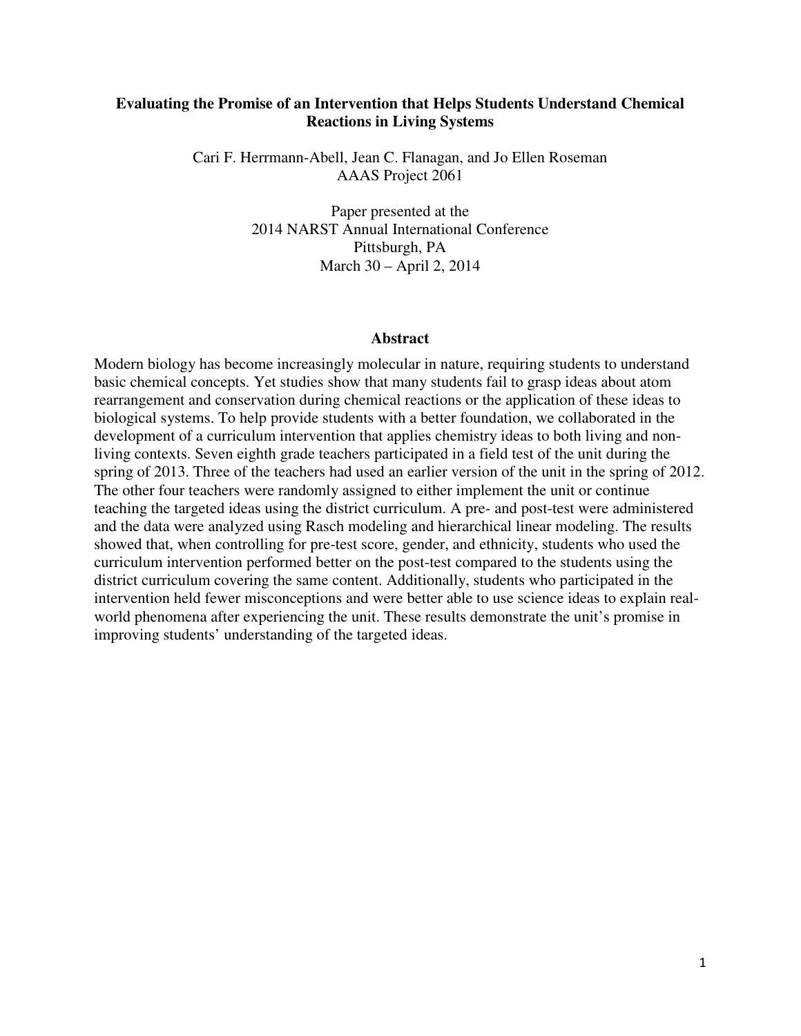# Evaluating the Promise of an Intervention that Helps Students Understand Chemical Reactions in Living Systems

Cari F. Herrmann-Abell, Jean C. Flanagan, and Jo Ellen Roseman
AAAS Project 2061

Paper presented at the
2014 NARST Annual International Conference
Pittsburgh, PA
March 30 – April 2, 2014

## Abstract

Modern biology has become increasingly molecular in nature, requiring students to understand basic chemical concepts. Yet studies show that many students fail to grasp ideas about atom rearrangement and conservation during chemical reactions or the application of these ideas to biological systems. To help provide students with a better foundation, we collaborated in the development of a curriculum intervention that applies chemistry ideas to both living and non-living contexts. Seven eighth grade teachers participated in a field test of the unit during the spring of 2013. Three of the teachers had used an earlier version of the unit in the spring of 2012. The other four teachers were randomly assigned to either implement the unit or continue teaching the targeted ideas using the district curriculum. A pre- and post-test were administered and the data were analyzed using Rasch modeling and hierarchical linear modeling. The results showed that, when controlling for pre-test score, gender, and ethnicity, students who used the curriculum intervention performed better on the post-test compared to the students using the district curriculum covering the same content. Additionally, students who participated in the intervention held fewer misconceptions and were better able to use science ideas to explain real-world phenomena after experiencing the unit. These results demonstrate the unit's promise in improving students' understanding of the targeted ideas.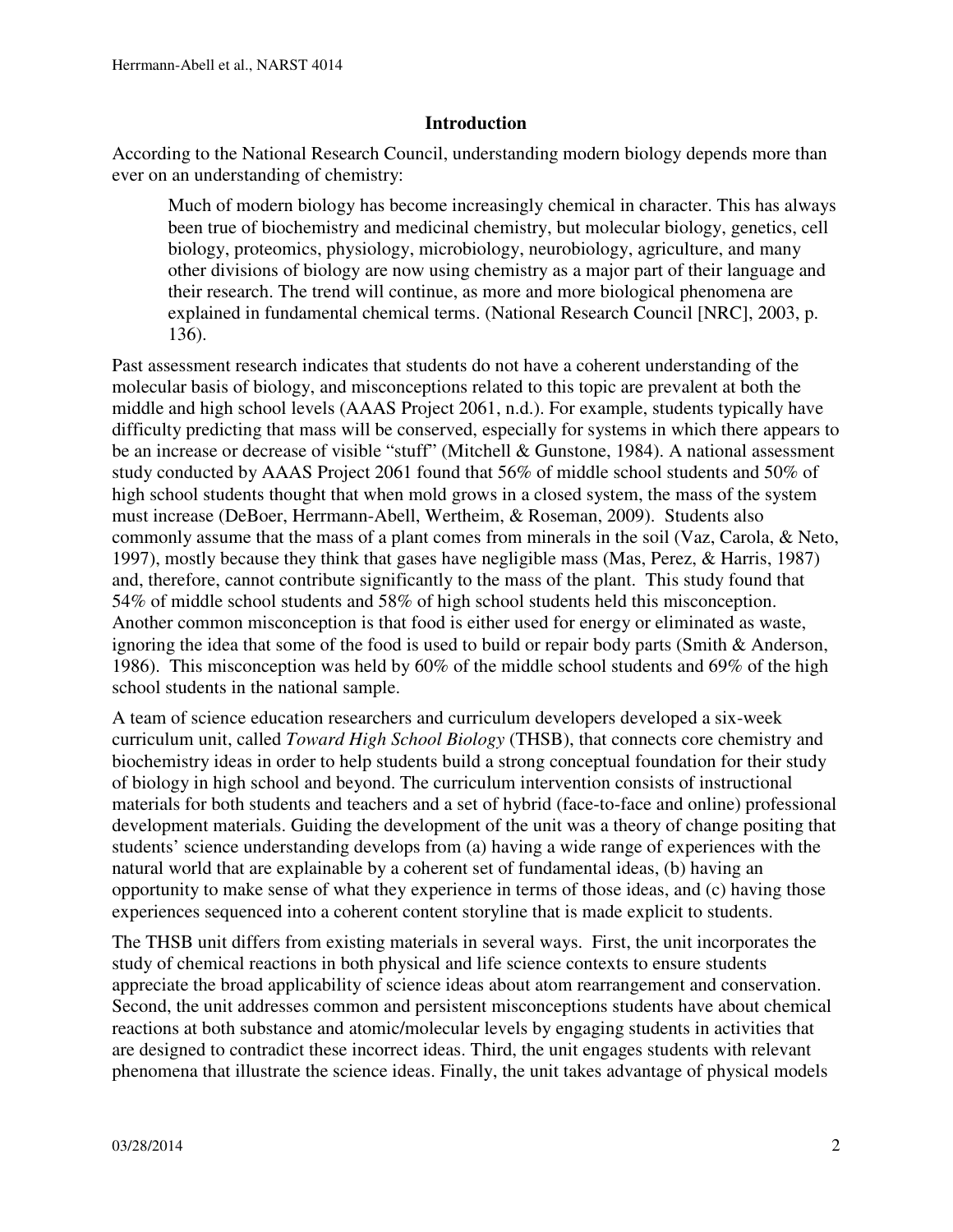## Introduction

According to the National Research Council, understanding modern biology depends more than ever on an understanding of chemistry:

> Much of modern biology has become increasingly chemical in character. This has always been true of biochemistry and medicinal chemistry, but molecular biology, genetics, cell biology, proteomics, physiology, microbiology, neurobiology, agriculture, and many other divisions of biology are now using chemistry as a major part of their language and their research. The trend will continue, as more and more biological phenomena are explained in fundamental chemical terms. (National Research Council [NRC], 2003, p. 136).

Past assessment research indicates that students do not have a coherent understanding of the molecular basis of biology, and misconceptions related to this topic are prevalent at both the middle and high school levels (AAAS Project 2061, n.d.). For example, students typically have difficulty predicting that mass will be conserved, especially for systems in which there appears to be an increase or decrease of visible "stuff" (Mitchell & Gunstone, 1984). A national assessment study conducted by AAAS Project 2061 found that 56% of middle school students and 50% of high school students thought that when mold grows in a closed system, the mass of the system must increase (DeBoer, Herrmann-Abell, Wertheim, & Roseman, 2009). Students also commonly assume that the mass of a plant comes from minerals in the soil (Vaz, Carola, & Neto, 1997), mostly because they think that gases have negligible mass (Mas, Perez, & Harris, 1987) and, therefore, cannot contribute significantly to the mass of the plant. This study found that 54% of middle school students and 58% of high school students held this misconception. Another common misconception is that food is either used for energy or eliminated as waste, ignoring the idea that some of the food is used to build or repair body parts (Smith & Anderson, 1986). This misconception was held by 60% of the middle school students and 69% of the high school students in the national sample.

A team of science education researchers and curriculum developers developed a six-week curriculum unit, called *Toward High School Biology* (THSB), that connects core chemistry and biochemistry ideas in order to help students build a strong conceptual foundation for their study of biology in high school and beyond. The curriculum intervention consists of instructional materials for both students and teachers and a set of hybrid (face-to-face and online) professional development materials. Guiding the development of the unit was a theory of change positing that students' science understanding develops from (a) having a wide range of experiences with the natural world that are explainable by a coherent set of fundamental ideas, (b) having an opportunity to make sense of what they experience in terms of those ideas, and (c) having those experiences sequenced into a coherent content storyline that is made explicit to students.

The THSB unit differs from existing materials in several ways. First, the unit incorporates the study of chemical reactions in both physical and life science contexts to ensure students appreciate the broad applicability of science ideas about atom rearrangement and conservation. Second, the unit addresses common and persistent misconceptions students have about chemical reactions at both substance and atomic/molecular levels by engaging students in activities that are designed to contradict these incorrect ideas. Third, the unit engages students with relevant phenomena that illustrate the science ideas. Finally, the unit takes advantage of physical models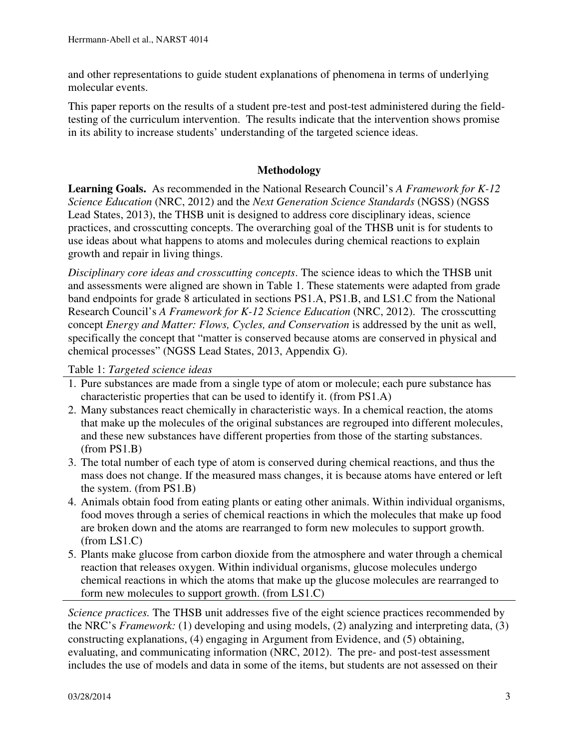and other representations to guide student explanations of phenomena in terms of underlying molecular events.

This paper reports on the results of a student pre-test and post-test administered during the field-testing of the curriculum intervention. The results indicate that the intervention shows promise in its ability to increase students' understanding of the targeted science ideas.

## Methodology

**Learning Goals.** As recommended in the National Research Council's *A Framework for K-12 Science Education* (NRC, 2012) and the *Next Generation Science Standards* (NGSS) (NGSS Lead States, 2013), the THSB unit is designed to address core disciplinary ideas, science practices, and crosscutting concepts. The overarching goal of the THSB unit is for students to use ideas about what happens to atoms and molecules during chemical reactions to explain growth and repair in living things.

*Disciplinary core ideas and crosscutting concepts*. The science ideas to which the THSB unit and assessments were aligned are shown in Table 1. These statements were adapted from grade band endpoints for grade 8 articulated in sections PS1.A, PS1.B, and LS1.C from the National Research Council's *A Framework for K-12 Science Education* (NRC, 2012). The crosscutting concept *Energy and Matter: Flows, Cycles, and Conservation* is addressed by the unit as well, specifically the concept that "matter is conserved because atoms are conserved in physical and chemical processes" (NGSS Lead States, 2013, Appendix G).

Table 1: *Targeted science ideas*

1. Pure substances are made from a single type of atom or molecule; each pure substance has characteristic properties that can be used to identify it. (from PS1.A)
2. Many substances react chemically in characteristic ways. In a chemical reaction, the atoms that make up the molecules of the original substances are regrouped into different molecules, and these new substances have different properties from those of the starting substances. (from PS1.B)
3. The total number of each type of atom is conserved during chemical reactions, and thus the mass does not change. If the measured mass changes, it is because atoms have entered or left the system. (from PS1.B)
4. Animals obtain food from eating plants or eating other animals. Within individual organisms, food moves through a series of chemical reactions in which the molecules that make up food are broken down and the atoms are rearranged to form new molecules to support growth. (from LS1.C)
5. Plants make glucose from carbon dioxide from the atmosphere and water through a chemical reaction that releases oxygen. Within individual organisms, glucose molecules undergo chemical reactions in which the atoms that make up the glucose molecules are rearranged to form new molecules to support growth. (from LS1.C)

*Science practices.* The THSB unit addresses five of the eight science practices recommended by the NRC's *Framework:* (1) developing and using models, (2) analyzing and interpreting data, (3) constructing explanations, (4) engaging in Argument from Evidence, and (5) obtaining, evaluating, and communicating information (NRC, 2012). The pre- and post-test assessment includes the use of models and data in some of the items, but students are not assessed on their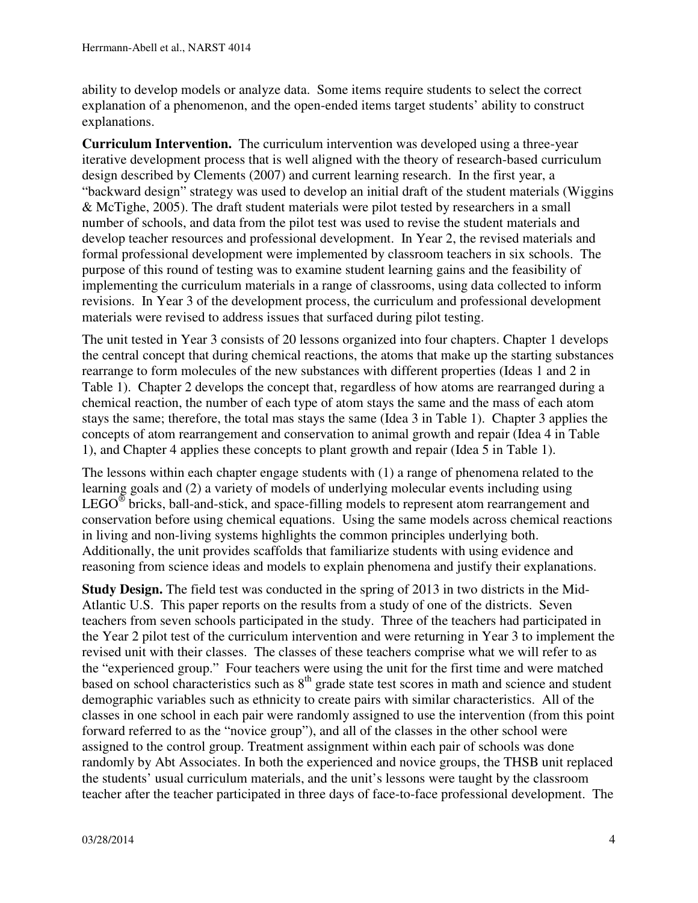ability to develop models or analyze data. Some items require students to select the correct explanation of a phenomenon, and the open-ended items target students' ability to construct explanations.

**Curriculum Intervention.** The curriculum intervention was developed using a three-year iterative development process that is well aligned with the theory of research-based curriculum design described by Clements (2007) and current learning research. In the first year, a "backward design" strategy was used to develop an initial draft of the student materials (Wiggins & McTighe, 2005). The draft student materials were pilot tested by researchers in a small number of schools, and data from the pilot test was used to revise the student materials and develop teacher resources and professional development. In Year 2, the revised materials and formal professional development were implemented by classroom teachers in six schools. The purpose of this round of testing was to examine student learning gains and the feasibility of implementing the curriculum materials in a range of classrooms, using data collected to inform revisions. In Year 3 of the development process, the curriculum and professional development materials were revised to address issues that surfaced during pilot testing.

The unit tested in Year 3 consists of 20 lessons organized into four chapters. Chapter 1 develops the central concept that during chemical reactions, the atoms that make up the starting substances rearrange to form molecules of the new substances with different properties (Ideas 1 and 2 in Table 1). Chapter 2 develops the concept that, regardless of how atoms are rearranged during a chemical reaction, the number of each type of atom stays the same and the mass of each atom stays the same; therefore, the total mas stays the same (Idea 3 in Table 1). Chapter 3 applies the concepts of atom rearrangement and conservation to animal growth and repair (Idea 4 in Table 1), and Chapter 4 applies these concepts to plant growth and repair (Idea 5 in Table 1).

The lessons within each chapter engage students with (1) a range of phenomena related to the learning goals and (2) a variety of models of underlying molecular events including using LEGO® bricks, ball-and-stick, and space-filling models to represent atom rearrangement and conservation before using chemical equations. Using the same models across chemical reactions in living and non-living systems highlights the common principles underlying both. Additionally, the unit provides scaffolds that familiarize students with using evidence and reasoning from science ideas and models to explain phenomena and justify their explanations.

**Study Design.** The field test was conducted in the spring of 2013 in two districts in the Mid-Atlantic U.S. This paper reports on the results from a study of one of the districts. Seven teachers from seven schools participated in the study. Three of the teachers had participated in the Year 2 pilot test of the curriculum intervention and were returning in Year 3 to implement the revised unit with their classes. The classes of these teachers comprise what we will refer to as the "experienced group." Four teachers were using the unit for the first time and were matched based on school characteristics such as 8th grade state test scores in math and science and student demographic variables such as ethnicity to create pairs with similar characteristics. All of the classes in one school in each pair were randomly assigned to use the intervention (from this point forward referred to as the "novice group"), and all of the classes in the other school were assigned to the control group. Treatment assignment within each pair of schools was done randomly by Abt Associates. In both the experienced and novice groups, the THSB unit replaced the students' usual curriculum materials, and the unit's lessons were taught by the classroom teacher after the teacher participated in three days of face-to-face professional development. The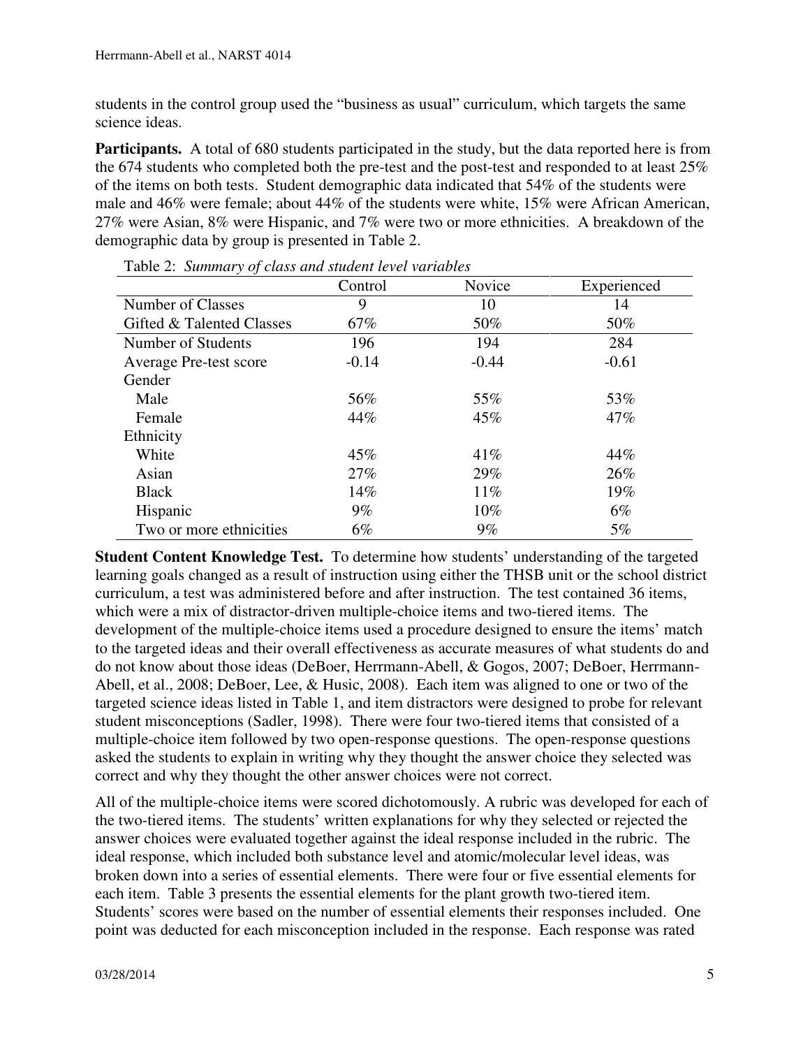students in the control group used the "business as usual" curriculum, which targets the same science ideas.

**Participants.** A total of 680 students participated in the study, but the data reported here is from the 674 students who completed both the pre-test and the post-test and responded to at least 25% of the items on both tests. Student demographic data indicated that 54% of the students were male and 46% were female; about 44% of the students were white, 15% were African American, 27% were Asian, 8% were Hispanic, and 7% were two or more ethnicities. A breakdown of the demographic data by group is presented in Table 2.

Table 2: *Summary of class and student level variables*

| | Control | Novice | Experienced |
|---|---|---|---|
| Number of Classes | 9 | 10 | 14 |
| Gifted & Talented Classes | 67% | 50% | 50% |
| Number of Students | 196 | 194 | 284 |
| Average Pre-test score | -0.14 | -0.44 | -0.61 |
| Gender | | | |
| Male | 56% | 55% | 53% |
| Female | 44% | 45% | 47% |
| Ethnicity | | | |
| White | 45% | 41% | 44% |
| Asian | 27% | 29% | 26% |
| Black | 14% | 11% | 19% |
| Hispanic | 9% | 10% | 6% |
| Two or more ethnicities | 6% | 9% | 5% |

**Student Content Knowledge Test.** To determine how students' understanding of the targeted learning goals changed as a result of instruction using either the THSB unit or the school district curriculum, a test was administered before and after instruction. The test contained 36 items, which were a mix of distractor-driven multiple-choice items and two-tiered items. The development of the multiple-choice items used a procedure designed to ensure the items' match to the targeted ideas and their overall effectiveness as accurate measures of what students do and do not know about those ideas (DeBoer, Herrmann-Abell, & Gogos, 2007; DeBoer, Herrmann-Abell, et al., 2008; DeBoer, Lee, & Husic, 2008). Each item was aligned to one or two of the targeted science ideas listed in Table 1, and item distractors were designed to probe for relevant student misconceptions (Sadler, 1998). There were four two-tiered items that consisted of a multiple-choice item followed by two open-response questions. The open-response questions asked the students to explain in writing why they thought the answer choice they selected was correct and why they thought the other answer choices were not correct.

All of the multiple-choice items were scored dichotomously. A rubric was developed for each of the two-tiered items. The students' written explanations for why they selected or rejected the answer choices were evaluated together against the ideal response included in the rubric. The ideal response, which included both substance level and atomic/molecular level ideas, was broken down into a series of essential elements. There were four or five essential elements for each item. Table 3 presents the essential elements for the plant growth two-tiered item. Students' scores were based on the number of essential elements their responses included. One point was deducted for each misconception included in the response. Each response was rated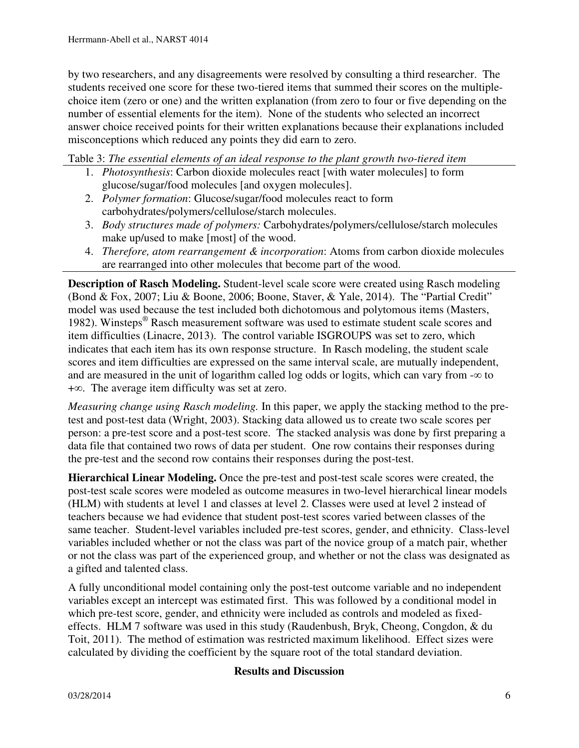by two researchers, and any disagreements were resolved by consulting a third researcher. The students received one score for these two-tiered items that summed their scores on the multiple-choice item (zero or one) and the written explanation (from zero to four or five depending on the number of essential elements for the item). None of the students who selected an incorrect answer choice received points for their written explanations because their explanations included misconceptions which reduced any points they did earn to zero.

Table 3: *The essential elements of an ideal response to the plant growth two-tiered item*

1. *Photosynthesis*: Carbon dioxide molecules react [with water molecules] to form glucose/sugar/food molecules [and oxygen molecules].
2. *Polymer formation*: Glucose/sugar/food molecules react to form carbohydrates/polymers/cellulose/starch molecules.
3. *Body structures made of polymers:* Carbohydrates/polymers/cellulose/starch molecules make up/used to make [most] of the wood.
4. *Therefore, atom rearrangement & incorporation*: Atoms from carbon dioxide molecules are rearranged into other molecules that become part of the wood.

**Description of Rasch Modeling.** Student-level scale score were created using Rasch modeling (Bond & Fox, 2007; Liu & Boone, 2006; Boone, Staver, & Yale, 2014). The "Partial Credit" model was used because the test included both dichotomous and polytomous items (Masters, 1982). Winsteps® Rasch measurement software was used to estimate student scale scores and item difficulties (Linacre, 2013). The control variable ISGROUPS was set to zero, which indicates that each item has its own response structure. In Rasch modeling, the student scale scores and item difficulties are expressed on the same interval scale, are mutually independent, and are measured in the unit of logarithm called log odds or logits, which can vary from $-\infty$ to $+\infty$. The average item difficulty was set at zero.

*Measuring change using Rasch modeling.* In this paper, we apply the stacking method to the pre-test and post-test data (Wright, 2003). Stacking data allowed us to create two scale scores per person: a pre-test score and a post-test score. The stacked analysis was done by first preparing a data file that contained two rows of data per student. One row contains their responses during the pre-test and the second row contains their responses during the post-test.

**Hierarchical Linear Modeling.** Once the pre-test and post-test scale scores were created, the post-test scale scores were modeled as outcome measures in two-level hierarchical linear models (HLM) with students at level 1 and classes at level 2. Classes were used at level 2 instead of teachers because we had evidence that student post-test scores varied between classes of the same teacher. Student-level variables included pre-test scores, gender, and ethnicity. Class-level variables included whether or not the class was part of the novice group of a match pair, whether or not the class was part of the experienced group, and whether or not the class was designated as a gifted and talented class.

A fully unconditional model containing only the post-test outcome variable and no independent variables except an intercept was estimated first. This was followed by a conditional model in which pre-test score, gender, and ethnicity were included as controls and modeled as fixed-effects. HLM 7 software was used in this study (Raudenbush, Bryk, Cheong, Congdon, & du Toit, 2011). The method of estimation was restricted maximum likelihood. Effect sizes were calculated by dividing the coefficient by the square root of the total standard deviation.

## Results and Discussion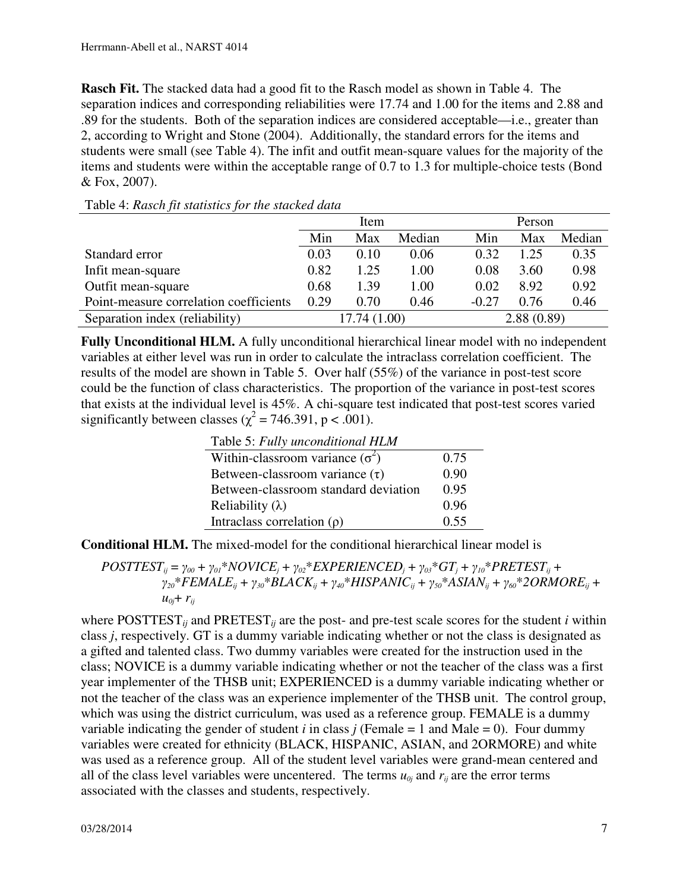**Rasch Fit.** The stacked data had a good fit to the Rasch model as shown in Table 4. The separation indices and corresponding reliabilities were 17.74 and 1.00 for the items and 2.88 and .89 for the students. Both of the separation indices are considered acceptable—i.e., greater than 2, according to Wright and Stone (2004). Additionally, the standard errors for the items and students were small (see Table 4). The infit and outfit mean-square values for the majority of the items and students were within the acceptable range of 0.7 to 1.3 for multiple-choice tests (Bond & Fox, 2007).

Table 4: *Rasch fit statistics for the stacked data*

| | Item | | | Person | | |
|---|---|---|---|---|---|---|
| | Min | Max | Median | Min | Max | Median |
| Standard error | 0.03 | 0.10 | 0.06 | 0.32 | 1.25 | 0.35 |
| Infit mean-square | 0.82 | 1.25 | 1.00 | 0.08 | 3.60 | 0.98 |
| Outfit mean-square | 0.68 | 1.39 | 1.00 | 0.02 | 8.92 | 0.92 |
| Point-measure correlation coefficients | 0.29 | 0.70 | 0.46 | -0.27 | 0.76 | 0.46 |
| Separation index (reliability) | 17.74 (1.00) | | | 2.88 (0.89) | | |

**Fully Unconditional HLM.** A fully unconditional hierarchical linear model with no independent variables at either level was run in order to calculate the intraclass correlation coefficient. The results of the model are shown in Table 5. Over half (55%) of the variance in post-test score could be the function of class characteristics. The proportion of the variance in post-test scores that exists at the individual level is 45%. A chi-square test indicated that post-test scores varied significantly between classes ($\chi^2 = 746.391$, $p < .001$).

Table 5: *Fully unconditional HLM*

| | |
|---|---|
| Within-classroom variance ($\sigma^2$) | 0.75 |
| Between-classroom variance ($\tau$) | 0.90 |
| Between-classroom standard deviation | 0.95 |
| Reliability ($\lambda$) | 0.96 |
| Intraclass correlation ($\rho$) | 0.55 |

**Conditional HLM.** The mixed-model for the conditional hierarchical linear model is

$$POSTTEST_{ij} = \gamma_{00} + \gamma_{01}*NOVICE_j + \gamma_{02}*EXPERIENCED_j + \gamma_{03}*GT_j + \gamma_{10}*PRETEST_{ij} + \gamma_{20}*FEMALE_{ij} + \gamma_{30}*BLACK_{ij} + \gamma_{40}*HISPANIC_{ij} + \gamma_{50}*ASIAN_{ij} + \gamma_{60}*2ORMORE_{ij} + u_{0j} + r_{ij}$$

where $POSTTEST_{ij}$ and $PRETEST_{ij}$ are the post- and pre-test scale scores for the student *i* within class *j*, respectively. GT is a dummy variable indicating whether or not the class is designated as a gifted and talented class. Two dummy variables were created for the instruction used in the class; NOVICE is a dummy variable indicating whether or not the teacher of the class was a first year implementer of the THSB unit; EXPERIENCED is a dummy variable indicating whether or not the teacher of the class was an experience implementer of the THSB unit. The control group, which was using the district curriculum, was used as a reference group. FEMALE is a dummy variable indicating the gender of student *i* in class *j* (Female = 1 and Male = 0). Four dummy variables were created for ethnicity (BLACK, HISPANIC, ASIAN, and 2ORMORE) and white was used as a reference group. All of the student level variables were grand-mean centered and all of the class level variables were uncentered. The terms $u_{0j}$ and $r_{ij}$ are the error terms associated with the classes and students, respectively.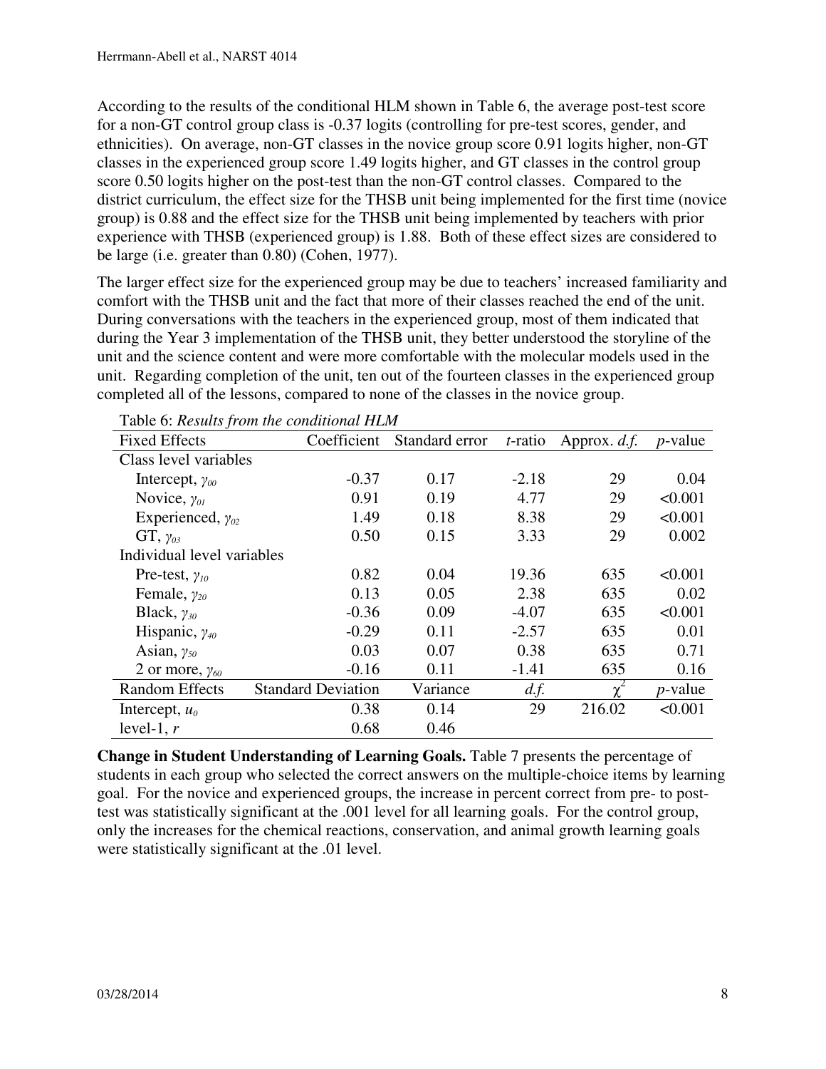According to the results of the conditional HLM shown in Table 6, the average post-test score for a non-GT control group class is -0.37 logits (controlling for pre-test scores, gender, and ethnicities). On average, non-GT classes in the novice group score 0.91 logits higher, non-GT classes in the experienced group score 1.49 logits higher, and GT classes in the control group score 0.50 logits higher on the post-test than the non-GT control classes. Compared to the district curriculum, the effect size for the THSB unit being implemented for the first time (novice group) is 0.88 and the effect size for the THSB unit being implemented by teachers with prior experience with THSB (experienced group) is 1.88. Both of these effect sizes are considered to be large (i.e. greater than 0.80) (Cohen, 1977).

The larger effect size for the experienced group may be due to teachers' increased familiarity and comfort with the THSB unit and the fact that more of their classes reached the end of the unit. During conversations with the teachers in the experienced group, most of them indicated that during the Year 3 implementation of the THSB unit, they better understood the storyline of the unit and the science content and were more comfortable with the molecular models used in the unit. Regarding completion of the unit, ten out of the fourteen classes in the experienced group completed all of the lessons, compared to none of the classes in the novice group.

Table 6: *Results from the conditional HLM*

| Fixed Effects | Coefficient | Standard error | *t*-ratio | Approx. *d.f.* | *p*-value |
|---|---|---|---|---|---|
| Class level variables | | | | | |
| Intercept, $\gamma_{00}$ | -0.37 | 0.17 | -2.18 | 29 | 0.04 |
| Novice, $\gamma_{01}$ | 0.91 | 0.19 | 4.77 | 29 | <0.001 |
| Experienced, $\gamma_{02}$ | 1.49 | 0.18 | 8.38 | 29 | <0.001 |
| GT, $\gamma_{03}$ | 0.50 | 0.15 | 3.33 | 29 | 0.002 |
| Individual level variables | | | | | |
| Pre-test, $\gamma_{10}$ | 0.82 | 0.04 | 19.36 | 635 | <0.001 |
| Female, $\gamma_{20}$ | 0.13 | 0.05 | 2.38 | 635 | 0.02 |
| Black, $\gamma_{30}$ | -0.36 | 0.09 | -4.07 | 635 | <0.001 |
| Hispanic, $\gamma_{40}$ | -0.29 | 0.11 | -2.57 | 635 | 0.01 |
| Asian, $\gamma_{50}$ | 0.03 | 0.07 | 0.38 | 635 | 0.71 |
| 2 or more, $\gamma_{60}$ | -0.16 | 0.11 | -1.41 | 635 | 0.16 |
| **Random Effects** | **Standard Deviation** | **Variance** | ***d.f.*** | **$\chi^2$** | ***p*-value** |
| Intercept, $u_0$ | 0.38 | 0.14 | 29 | 216.02 | <0.001 |
| level-1, *r* | 0.68 | 0.46 | | | |

**Change in Student Understanding of Learning Goals.** Table 7 presents the percentage of students in each group who selected the correct answers on the multiple-choice items by learning goal. For the novice and experienced groups, the increase in percent correct from pre- to post-test was statistically significant at the .001 level for all learning goals. For the control group, only the increases for the chemical reactions, conservation, and animal growth learning goals were statistically significant at the .01 level.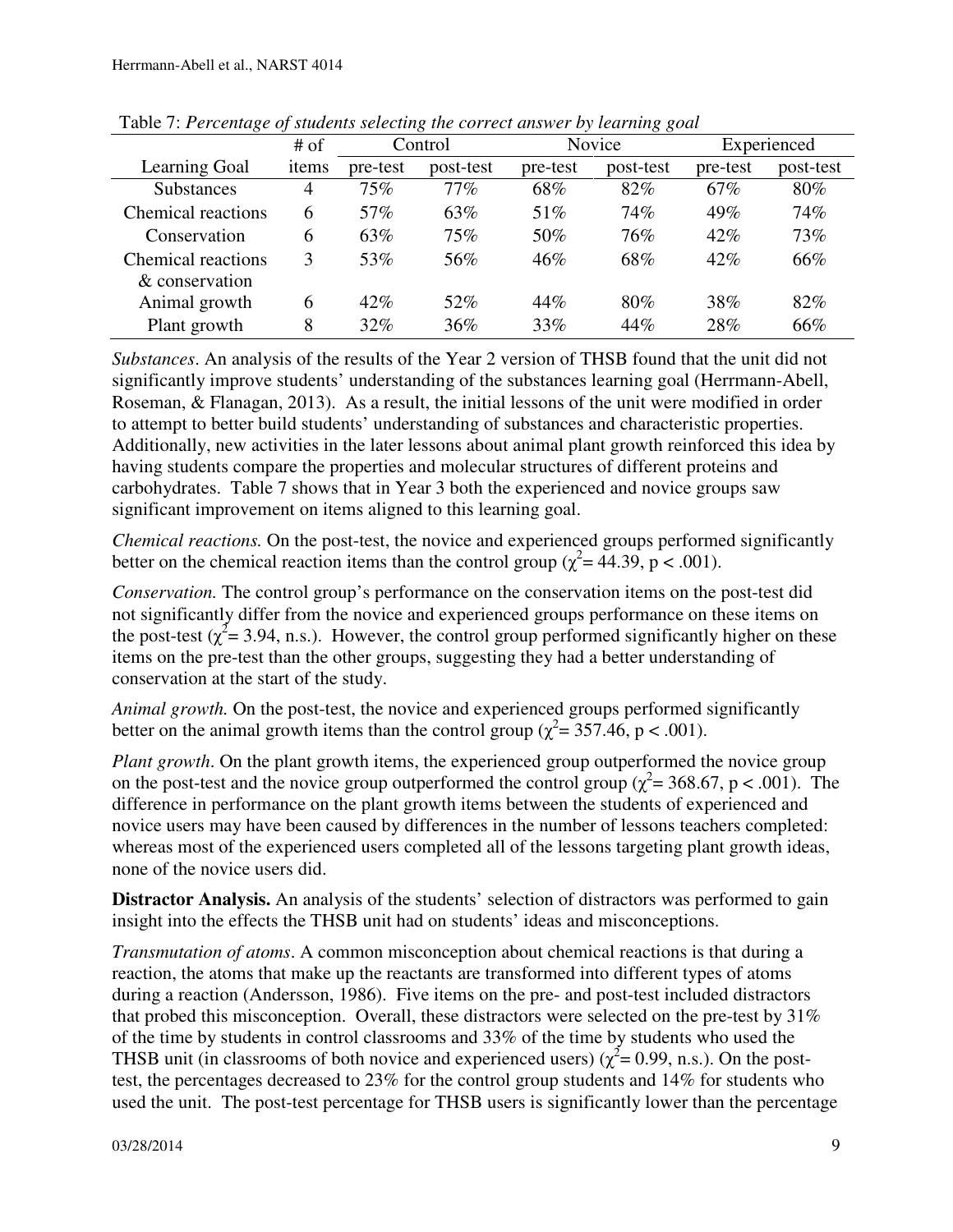Table 7: *Percentage of students selecting the correct answer by learning goal*

| Learning Goal | # of items | Control | | Novice | | Experienced | |
|---|---|---|---|---|---|---|---|
| | | pre-test | post-test | pre-test | post-test | pre-test | post-test |
| Substances | 4 | 75% | 77% | 68% | 82% | 67% | 80% |
| Chemical reactions | 6 | 57% | 63% | 51% | 74% | 49% | 74% |
| Conservation | 6 | 63% | 75% | 50% | 76% | 42% | 73% |
| Chemical reactions & conservation | 3 | 53% | 56% | 46% | 68% | 42% | 66% |
| Animal growth | 6 | 42% | 52% | 44% | 80% | 38% | 82% |
| Plant growth | 8 | 32% | 36% | 33% | 44% | 28% | 66% |

*Substances*. An analysis of the results of the Year 2 version of THSB found that the unit did not significantly improve students' understanding of the substances learning goal (Herrmann-Abell, Roseman, & Flanagan, 2013). As a result, the initial lessons of the unit were modified in order to attempt to better build students' understanding of substances and characteristic properties. Additionally, new activities in the later lessons about animal plant growth reinforced this idea by having students compare the properties and molecular structures of different proteins and carbohydrates. Table 7 shows that in Year 3 both the experienced and novice groups saw significant improvement on items aligned to this learning goal.

*Chemical reactions.* On the post-test, the novice and experienced groups performed significantly better on the chemical reaction items than the control group ($\chi^2 = 44.39$, $p < .001$).

*Conservation.* The control group's performance on the conservation items on the post-test did not significantly differ from the novice and experienced groups performance on these items on the post-test ($\chi^2 = 3.94$, n.s.). However, the control group performed significantly higher on these items on the pre-test than the other groups, suggesting they had a better understanding of conservation at the start of the study.

*Animal growth.* On the post-test, the novice and experienced groups performed significantly better on the animal growth items than the control group ($\chi^2 = 357.46$, $p < .001$).

*Plant growth*. On the plant growth items, the experienced group outperformed the novice group on the post-test and the novice group outperformed the control group ($\chi^2 = 368.67$, $p < .001$). The difference in performance on the plant growth items between the students of experienced and novice users may have been caused by differences in the number of lessons teachers completed: whereas most of the experienced users completed all of the lessons targeting plant growth ideas, none of the novice users did.

**Distractor Analysis.** An analysis of the students' selection of distractors was performed to gain insight into the effects the THSB unit had on students' ideas and misconceptions.

*Transmutation of atoms*. A common misconception about chemical reactions is that during a reaction, the atoms that make up the reactants are transformed into different types of atoms during a reaction (Andersson, 1986). Five items on the pre- and post-test included distractors that probed this misconception. Overall, these distractors were selected on the pre-test by 31% of the time by students in control classrooms and 33% of the time by students who used the THSB unit (in classrooms of both novice and experienced users) ($\chi^2 = 0.99$, n.s.). On the post-test, the percentages decreased to 23% for the control group students and 14% for students who used the unit. The post-test percentage for THSB users is significantly lower than the percentage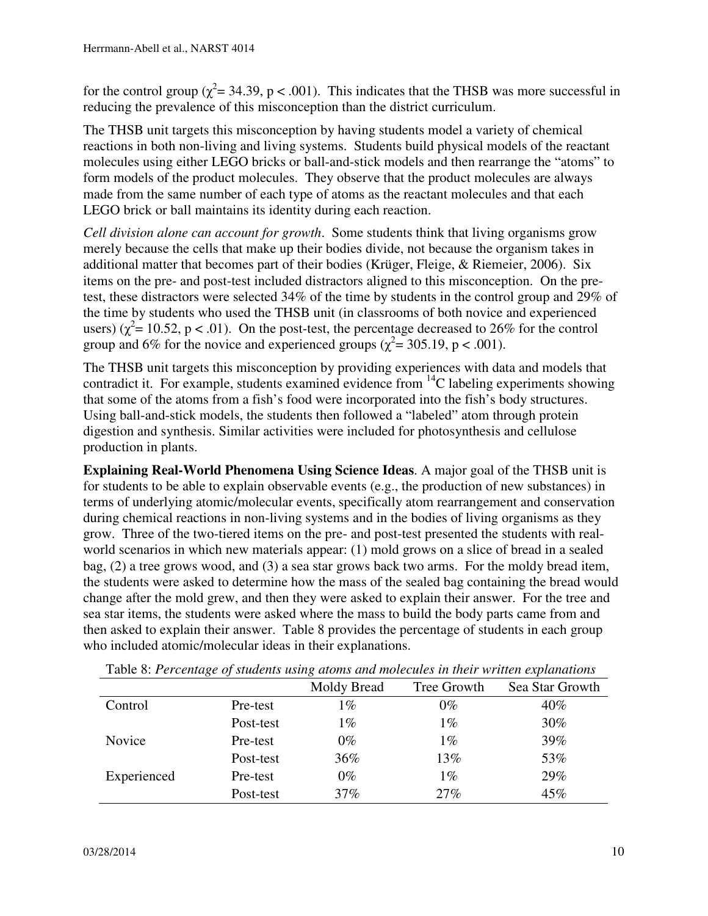for the control group ($\chi^2 = 34.39$, $p < .001$). This indicates that the THSB was more successful in reducing the prevalence of this misconception than the district curriculum.

The THSB unit targets this misconception by having students model a variety of chemical reactions in both non-living and living systems. Students build physical models of the reactant molecules using either LEGO bricks or ball-and-stick models and then rearrange the "atoms" to form models of the product molecules. They observe that the product molecules are always made from the same number of each type of atoms as the reactant molecules and that each LEGO brick or ball maintains its identity during each reaction.

*Cell division alone can account for growth*. Some students think that living organisms grow merely because the cells that make up their bodies divide, not because the organism takes in additional matter that becomes part of their bodies (Krüger, Fleige, & Riemeier, 2006). Six items on the pre- and post-test included distractors aligned to this misconception. On the pre-test, these distractors were selected 34% of the time by students in the control group and 29% of the time by students who used the THSB unit (in classrooms of both novice and experienced users) ($\chi^2 = 10.52$, $p < .01$). On the post-test, the percentage decreased to 26% for the control group and 6% for the novice and experienced groups ($\chi^2 = 305.19$, $p < .001$).

The THSB unit targets this misconception by providing experiences with data and models that contradict it. For example, students examined evidence from $^{14}C$ labeling experiments showing that some of the atoms from a fish's food were incorporated into the fish's body structures. Using ball-and-stick models, the students then followed a "labeled" atom through protein digestion and synthesis. Similar activities were included for photosynthesis and cellulose production in plants.

**Explaining Real-World Phenomena Using Science Ideas**. A major goal of the THSB unit is for students to be able to explain observable events (e.g., the production of new substances) in terms of underlying atomic/molecular events, specifically atom rearrangement and conservation during chemical reactions in non-living systems and in the bodies of living organisms as they grow. Three of the two-tiered items on the pre- and post-test presented the students with real-world scenarios in which new materials appear: (1) mold grows on a slice of bread in a sealed bag, (2) a tree grows wood, and (3) a sea star grows back two arms. For the moldy bread item, the students were asked to determine how the mass of the sealed bag containing the bread would change after the mold grew, and then they were asked to explain their answer. For the tree and sea star items, the students were asked where the mass to build the body parts came from and then asked to explain their answer. Table 8 provides the percentage of students in each group who included atomic/molecular ideas in their explanations.

Table 8: *Percentage of students using atoms and molecules in their written explanations*

| | | Moldy Bread | Tree Growth | Sea Star Growth |
|---|---|---|---|---|
| Control | Pre-test | 1% | 0% | 40% |
| | Post-test | 1% | 1% | 30% |
| Novice | Pre-test | 0% | 1% | 39% |
| | Post-test | 36% | 13% | 53% |
| Experienced | Pre-test | 0% | 1% | 29% |
| | Post-test | 37% | 27% | 45% |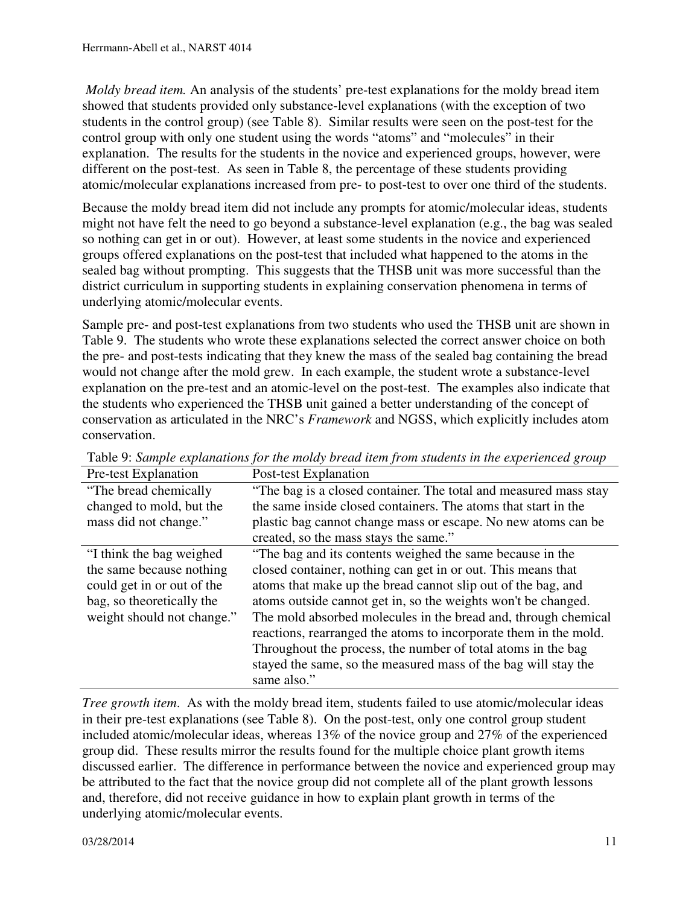*Moldy bread item.* An analysis of the students' pre-test explanations for the moldy bread item showed that students provided only substance-level explanations (with the exception of two students in the control group) (see Table 8). Similar results were seen on the post-test for the control group with only one student using the words "atoms" and "molecules" in their explanation. The results for the students in the novice and experienced groups, however, were different on the post-test. As seen in Table 8, the percentage of these students providing atomic/molecular explanations increased from pre- to post-test to over one third of the students.

Because the moldy bread item did not include any prompts for atomic/molecular ideas, students might not have felt the need to go beyond a substance-level explanation (e.g., the bag was sealed so nothing can get in or out). However, at least some students in the novice and experienced groups offered explanations on the post-test that included what happened to the atoms in the sealed bag without prompting. This suggests that the THSB unit was more successful than the district curriculum in supporting students in explaining conservation phenomena in terms of underlying atomic/molecular events.

Sample pre- and post-test explanations from two students who used the THSB unit are shown in Table 9. The students who wrote these explanations selected the correct answer choice on both the pre- and post-tests indicating that they knew the mass of the sealed bag containing the bread would not change after the mold grew. In each example, the student wrote a substance-level explanation on the pre-test and an atomic-level on the post-test. The examples also indicate that the students who experienced the THSB unit gained a better understanding of the concept of conservation as articulated in the NRC's *Framework* and NGSS, which explicitly includes atom conservation.

Table 9: *Sample explanations for the moldy bread item from students in the experienced group*

| Pre-test Explanation | Post-test Explanation |
|---|---|
| "The bread chemically changed to mold, but the mass did not change." | "The bag is a closed container. The total and measured mass stay the same inside closed containers. The atoms that start in the plastic bag cannot change mass or escape. No new atoms can be created, so the mass stays the same." |
| "I think the bag weighed the same because nothing could get in or out of the bag, so theoretically the weight should not change." | "The bag and its contents weighed the same because in the closed container, nothing can get in or out. This means that atoms that make up the bread cannot slip out of the bag, and atoms outside cannot get in, so the weights won't be changed. The mold absorbed molecules in the bread and, through chemical reactions, rearranged the atoms to incorporate them in the mold. Throughout the process, the number of total atoms in the bag stayed the same, so the measured mass of the bag will stay the same also." |

*Tree growth item.* As with the moldy bread item, students failed to use atomic/molecular ideas in their pre-test explanations (see Table 8). On the post-test, only one control group student included atomic/molecular ideas, whereas 13% of the novice group and 27% of the experienced group did. These results mirror the results found for the multiple choice plant growth items discussed earlier. The difference in performance between the novice and experienced group may be attributed to the fact that the novice group did not complete all of the plant growth lessons and, therefore, did not receive guidance in how to explain plant growth in terms of the underlying atomic/molecular events.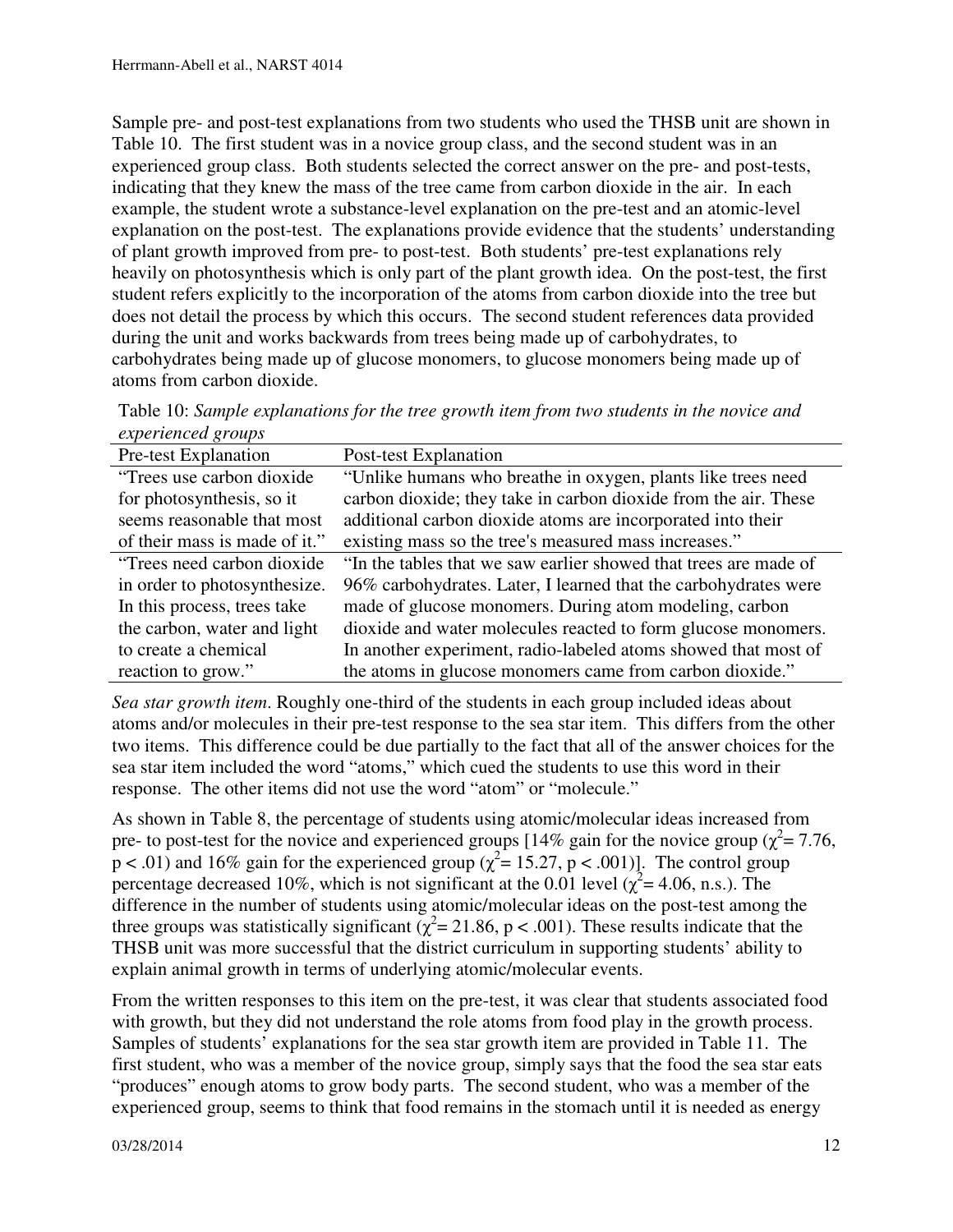Sample pre- and post-test explanations from two students who used the THSB unit are shown in Table 10. The first student was in a novice group class, and the second student was in an experienced group class. Both students selected the correct answer on the pre- and post-tests, indicating that they knew the mass of the tree came from carbon dioxide in the air. In each example, the student wrote a substance-level explanation on the pre-test and an atomic-level explanation on the post-test. The explanations provide evidence that the students' understanding of plant growth improved from pre- to post-test. Both students' pre-test explanations rely heavily on photosynthesis which is only part of the plant growth idea. On the post-test, the first student refers explicitly to the incorporation of the atoms from carbon dioxide into the tree but does not detail the process by which this occurs. The second student references data provided during the unit and works backwards from trees being made up of carbohydrates, to carbohydrates being made up of glucose monomers, to glucose monomers being made up of atoms from carbon dioxide.

Table 10: *Sample explanations for the tree growth item from two students in the novice and experienced groups*

| Pre-test Explanation | Post-test Explanation |
|---|---|
| "Trees use carbon dioxide for photosynthesis, so it seems reasonable that most of their mass is made of it." | "Unlike humans who breathe in oxygen, plants like trees need carbon dioxide; they take in carbon dioxide from the air. These additional carbon dioxide atoms are incorporated into their existing mass so the tree's measured mass increases." |
| "Trees need carbon dioxide in order to photosynthesize. In this process, trees take the carbon, water and light to create a chemical reaction to grow." | "In the tables that we saw earlier showed that trees are made of 96% carbohydrates. Later, I learned that the carbohydrates were made of glucose monomers. During atom modeling, carbon dioxide and water molecules reacted to form glucose monomers. In another experiment, radio-labeled atoms showed that most of the atoms in glucose monomers came from carbon dioxide." |

*Sea star growth item*. Roughly one-third of the students in each group included ideas about atoms and/or molecules in their pre-test response to the sea star item. This differs from the other two items. This difference could be due partially to the fact that all of the answer choices for the sea star item included the word "atoms," which cued the students to use this word in their response. The other items did not use the word "atom" or "molecule."

As shown in Table 8, the percentage of students using atomic/molecular ideas increased from pre- to post-test for the novice and experienced groups [14% gain for the novice group ($\chi^2$= 7.76, $p < .01$) and 16% gain for the experienced group ($\chi^2$= 15.27, $p < .001$)]. The control group percentage decreased 10%, which is not significant at the 0.01 level ($\chi^2$= 4.06, n.s.). The difference in the number of students using atomic/molecular ideas on the post-test among the three groups was statistically significant ($\chi^2$= 21.86, $p < .001$). These results indicate that the THSB unit was more successful that the district curriculum in supporting students' ability to explain animal growth in terms of underlying atomic/molecular events.

From the written responses to this item on the pre-test, it was clear that students associated food with growth, but they did not understand the role atoms from food play in the growth process. Samples of students' explanations for the sea star growth item are provided in Table 11. The first student, who was a member of the novice group, simply says that the food the sea star eats "produces" enough atoms to grow body parts. The second student, who was a member of the experienced group, seems to think that food remains in the stomach until it is needed as energy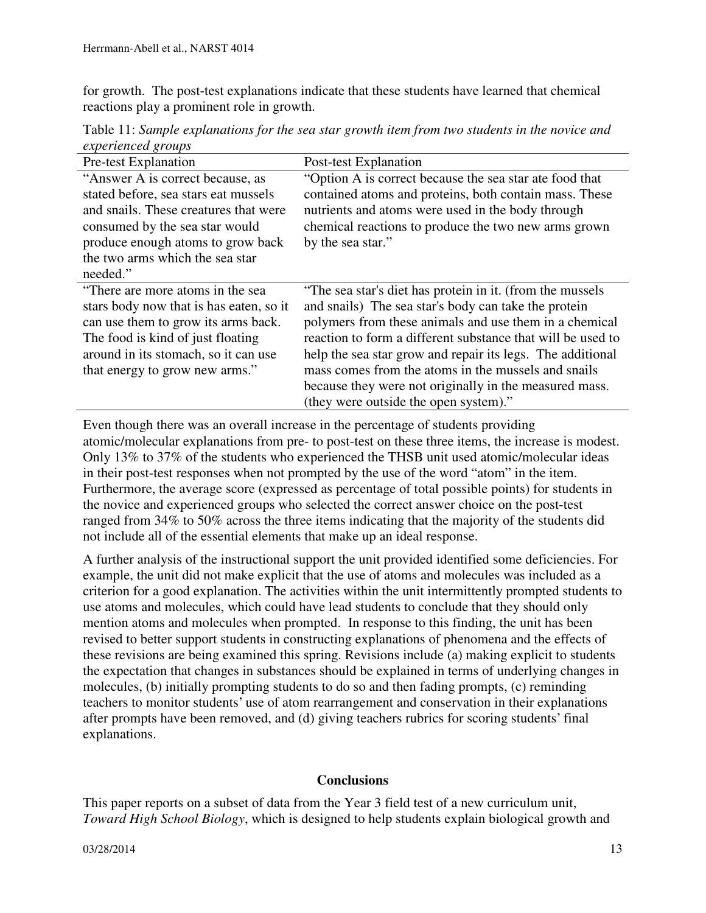for growth. The post-test explanations indicate that these students have learned that chemical reactions play a prominent role in growth.

Table 11: *Sample explanations for the sea star growth item from two students in the novice and experienced groups*

| Pre-test Explanation | Post-test Explanation |
| --- | --- |
| "Answer A is correct because, as stated before, sea stars eat mussels and snails. These creatures that were consumed by the sea star would produce enough atoms to grow back the two arms which the sea star needed." | "Option A is correct because the sea star ate food that contained atoms and proteins, both contain mass. These nutrients and atoms were used in the body through chemical reactions to produce the two new arms grown by the sea star." |
| "There are more atoms in the sea stars body now that is has eaten, so it can use them to grow its arms back. The food is kind of just floating around in its stomach, so it can use that energy to grow new arms." | "The sea star's diet has protein in it. (from the mussels and snails) The sea star's body can take the protein polymers from these animals and use them in a chemical reaction to form a different substance that will be used to help the sea star grow and repair its legs. The additional mass comes from the atoms in the mussels and snails because they were not originally in the measured mass. (they were outside the open system)." |

Even though there was an overall increase in the percentage of students providing atomic/molecular explanations from pre- to post-test on these three items, the increase is modest. Only 13% to 37% of the students who experienced the THSB unit used atomic/molecular ideas in their post-test responses when not prompted by the use of the word "atom" in the item. Furthermore, the average score (expressed as percentage of total possible points) for students in the novice and experienced groups who selected the correct answer choice on the post-test ranged from 34% to 50% across the three items indicating that the majority of the students did not include all of the essential elements that make up an ideal response.

A further analysis of the instructional support the unit provided identified some deficiencies. For example, the unit did not make explicit that the use of atoms and molecules was included as a criterion for a good explanation. The activities within the unit intermittently prompted students to use atoms and molecules, which could have lead students to conclude that they should only mention atoms and molecules when prompted. In response to this finding, the unit has been revised to better support students in constructing explanations of phenomena and the effects of these revisions are being examined this spring. Revisions include (a) making explicit to students the expectation that changes in substances should be explained in terms of underlying changes in molecules, (b) initially prompting students to do so and then fading prompts, (c) reminding teachers to monitor students' use of atom rearrangement and conservation in their explanations after prompts have been removed, and (d) giving teachers rubrics for scoring students' final explanations.

## Conclusions

This paper reports on a subset of data from the Year 3 field test of a new curriculum unit, *Toward High School Biology*, which is designed to help students explain biological growth and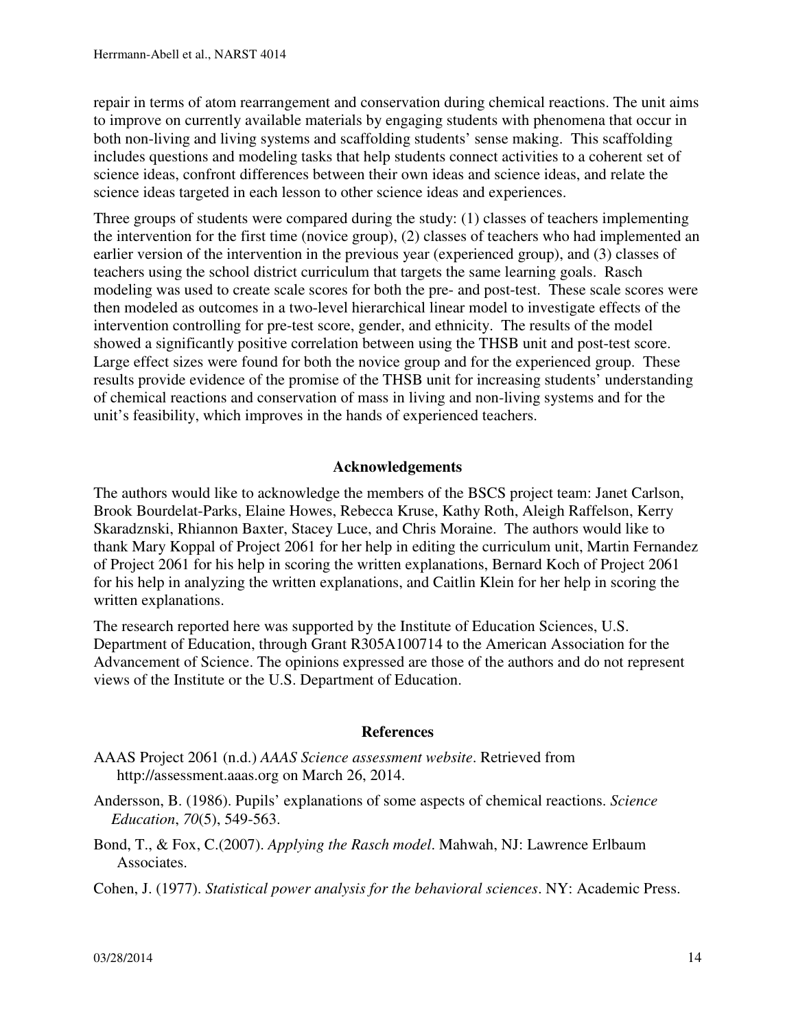repair in terms of atom rearrangement and conservation during chemical reactions. The unit aims to improve on currently available materials by engaging students with phenomena that occur in both non-living and living systems and scaffolding students' sense making. This scaffolding includes questions and modeling tasks that help students connect activities to a coherent set of science ideas, confront differences between their own ideas and science ideas, and relate the science ideas targeted in each lesson to other science ideas and experiences.

Three groups of students were compared during the study: (1) classes of teachers implementing the intervention for the first time (novice group), (2) classes of teachers who had implemented an earlier version of the intervention in the previous year (experienced group), and (3) classes of teachers using the school district curriculum that targets the same learning goals. Rasch modeling was used to create scale scores for both the pre- and post-test. These scale scores were then modeled as outcomes in a two-level hierarchical linear model to investigate effects of the intervention controlling for pre-test score, gender, and ethnicity. The results of the model showed a significantly positive correlation between using the THSB unit and post-test score. Large effect sizes were found for both the novice group and for the experienced group. These results provide evidence of the promise of the THSB unit for increasing students' understanding of chemical reactions and conservation of mass in living and non-living systems and for the unit's feasibility, which improves in the hands of experienced teachers.

## Acknowledgements

The authors would like to acknowledge the members of the BSCS project team: Janet Carlson, Brook Bourdelat-Parks, Elaine Howes, Rebecca Kruse, Kathy Roth, Aleigh Raffelson, Kerry Skaradznski, Rhiannon Baxter, Stacey Luce, and Chris Moraine. The authors would like to thank Mary Koppal of Project 2061 for her help in editing the curriculum unit, Martin Fernandez of Project 2061 for his help in scoring the written explanations, Bernard Koch of Project 2061 for his help in analyzing the written explanations, and Caitlin Klein for her help in scoring the written explanations.

The research reported here was supported by the Institute of Education Sciences, U.S. Department of Education, through Grant R305A100714 to the American Association for the Advancement of Science. The opinions expressed are those of the authors and do not represent views of the Institute or the U.S. Department of Education.

## References

AAAS Project 2061 (n.d.) *AAAS Science assessment website*. Retrieved from http://assessment.aaas.org on March 26, 2014.

Andersson, B. (1986). Pupils' explanations of some aspects of chemical reactions. *Science Education*, *70*(5), 549-563.

Bond, T., & Fox, C.(2007). *Applying the Rasch model*. Mahwah, NJ: Lawrence Erlbaum Associates.

Cohen, J. (1977). *Statistical power analysis for the behavioral sciences*. NY: Academic Press.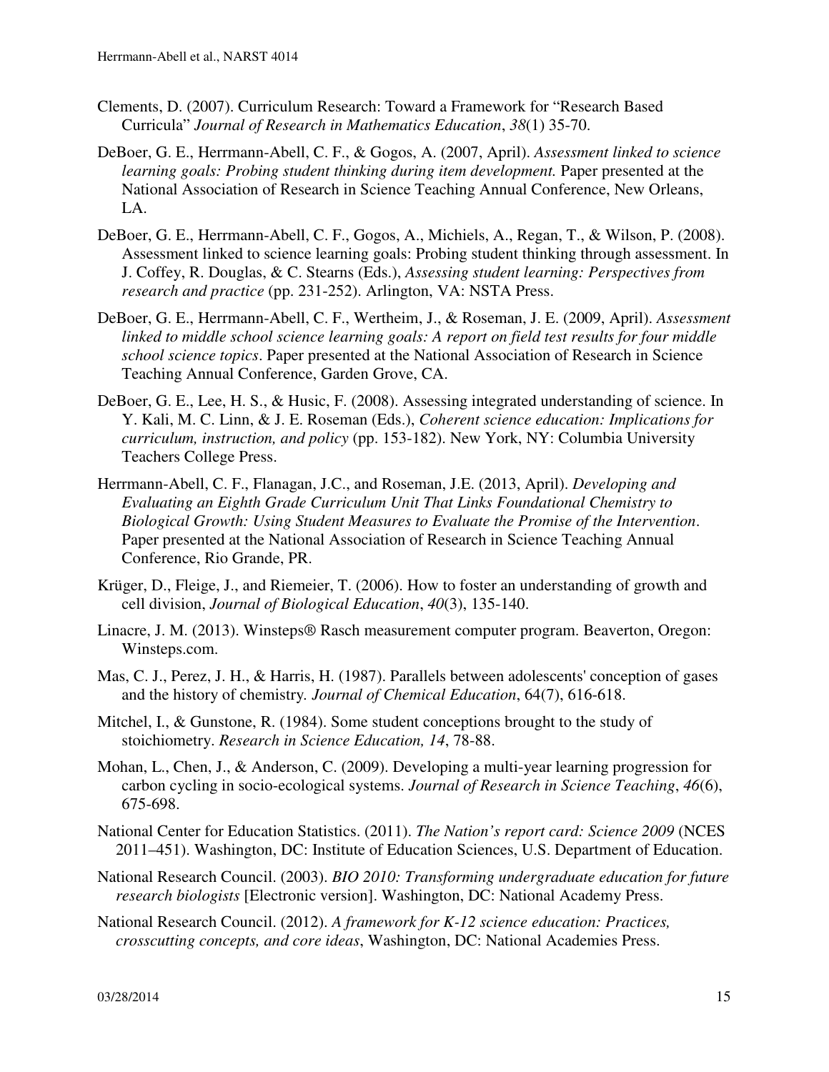Clements, D. (2007). Curriculum Research: Toward a Framework for "Research Based Curricula" *Journal of Research in Mathematics Education*, *38*(1) 35-70.

DeBoer, G. E., Herrmann-Abell, C. F., & Gogos, A. (2007, April). *Assessment linked to science learning goals: Probing student thinking during item development.* Paper presented at the National Association of Research in Science Teaching Annual Conference, New Orleans, LA.

DeBoer, G. E., Herrmann-Abell, C. F., Gogos, A., Michiels, A., Regan, T., & Wilson, P. (2008). Assessment linked to science learning goals: Probing student thinking through assessment. In J. Coffey, R. Douglas, & C. Stearns (Eds.), *Assessing student learning: Perspectives from research and practice* (pp. 231-252). Arlington, VA: NSTA Press.

DeBoer, G. E., Herrmann-Abell, C. F., Wertheim, J., & Roseman, J. E. (2009, April). *Assessment linked to middle school science learning goals: A report on field test results for four middle school science topics*. Paper presented at the National Association of Research in Science Teaching Annual Conference, Garden Grove, CA.

DeBoer, G. E., Lee, H. S., & Husic, F. (2008). Assessing integrated understanding of science. In Y. Kali, M. C. Linn, & J. E. Roseman (Eds.), *Coherent science education: Implications for curriculum, instruction, and policy* (pp. 153-182). New York, NY: Columbia University Teachers College Press.

Herrmann-Abell, C. F., Flanagan, J.C., and Roseman, J.E. (2013, April). *Developing and Evaluating an Eighth Grade Curriculum Unit That Links Foundational Chemistry to Biological Growth: Using Student Measures to Evaluate the Promise of the Intervention*. Paper presented at the National Association of Research in Science Teaching Annual Conference, Rio Grande, PR.

Krüger, D., Fleige, J., and Riemeier, T. (2006). How to foster an understanding of growth and cell division, *Journal of Biological Education*, *40*(3), 135-140.

Linacre, J. M. (2013). Winsteps® Rasch measurement computer program. Beaverton, Oregon: Winsteps.com.

Mas, C. J., Perez, J. H., & Harris, H. (1987). Parallels between adolescents' conception of gases and the history of chemistry. *Journal of Chemical Education*, 64(7), 616-618.

Mitchel, I., & Gunstone, R. (1984). Some student conceptions brought to the study of stoichiometry. *Research in Science Education, 14*, 78-88.

Mohan, L., Chen, J., & Anderson, C. (2009). Developing a multi-year learning progression for carbon cycling in socio-ecological systems. *Journal of Research in Science Teaching*, *46*(6), 675-698.

National Center for Education Statistics. (2011). *The Nation's report card: Science 2009* (NCES 2011–451). Washington, DC: Institute of Education Sciences, U.S. Department of Education.

National Research Council. (2003). *BIO 2010: Transforming undergraduate education for future research biologists* [Electronic version]. Washington, DC: National Academy Press.

National Research Council. (2012). *A framework for K-12 science education: Practices, crosscutting concepts, and core ideas*, Washington, DC: National Academies Press.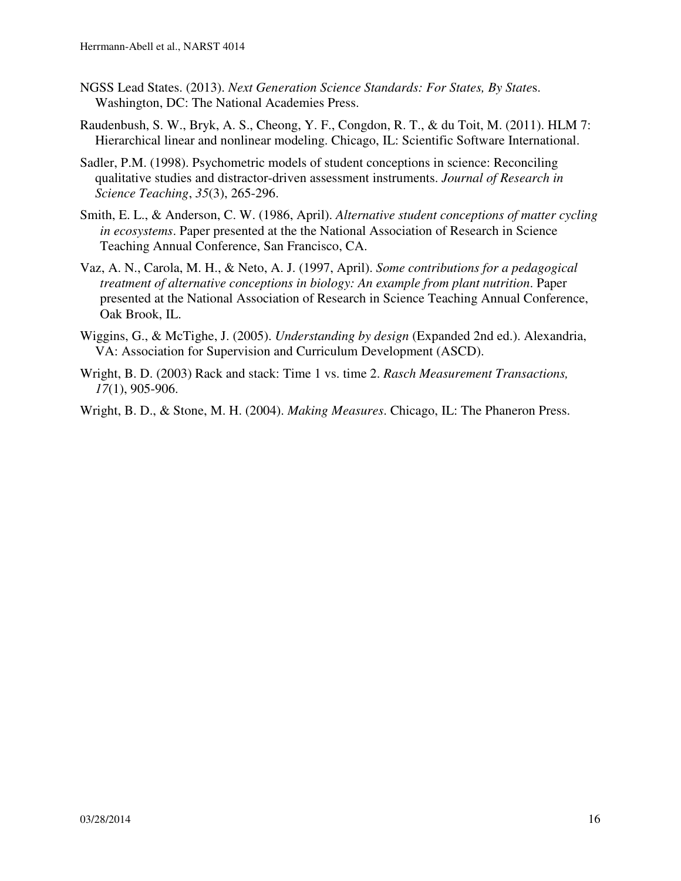NGSS Lead States. (2013). *Next Generation Science Standards: For States, By States*. Washington, DC: The National Academies Press.

Raudenbush, S. W., Bryk, A. S., Cheong, Y. F., Congdon, R. T., & du Toit, M. (2011). HLM 7: Hierarchical linear and nonlinear modeling. Chicago, IL: Scientific Software International.

Sadler, P.M. (1998). Psychometric models of student conceptions in science: Reconciling qualitative studies and distractor-driven assessment instruments. *Journal of Research in Science Teaching*, *35*(3), 265-296.

Smith, E. L., & Anderson, C. W. (1986, April). *Alternative student conceptions of matter cycling in ecosystems*. Paper presented at the the National Association of Research in Science Teaching Annual Conference, San Francisco, CA.

Vaz, A. N., Carola, M. H., & Neto, A. J. (1997, April). *Some contributions for a pedagogical treatment of alternative conceptions in biology: An example from plant nutrition*. Paper presented at the National Association of Research in Science Teaching Annual Conference, Oak Brook, IL.

Wiggins, G., & McTighe, J. (2005). *Understanding by design* (Expanded 2nd ed.). Alexandria, VA: Association for Supervision and Curriculum Development (ASCD).

Wright, B. D. (2003) Rack and stack: Time 1 vs. time 2. *Rasch Measurement Transactions, 17*(1), 905-906.

Wright, B. D., & Stone, M. H. (2004). *Making Measures*. Chicago, IL: The Phaneron Press.